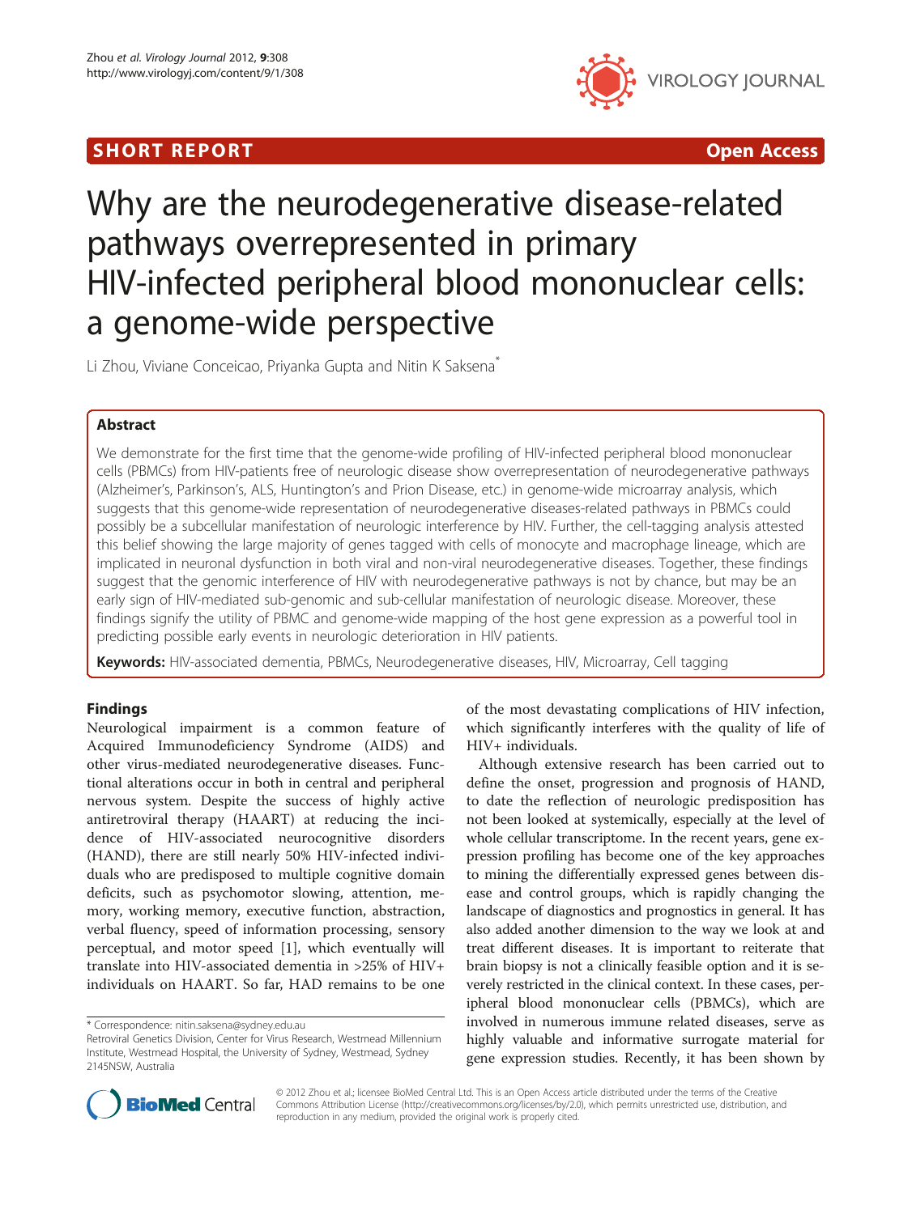SHORT REPORT

Open Access

# Why are the neurodegenerative disease-related pathways overrepresented in primary HIV-infected peripheral blood mononuclear cells: a genome-wide perspective

Li Zhou, Viviane Conceicao, Priyanka Gupta and Nitin K Saksena*

## Abstract

We demonstrate for the first time that the genome-wide profiling of HIV-infected peripheral blood mononuclear cells (PBMCs) from HIV-patients free of neurologic disease show overrepresentation of neurodegenerative pathways (Alzheimer's, Parkinson's, ALS, Huntington's and Prion Disease, etc.) in genome-wide microarray analysis, which suggests that this genome-wide representation of neurodegenerative diseases-related pathways in PBMCs could possibly be a subcellular manifestation of neurologic interference by HIV. Further, the cell-tagging analysis attested this belief showing the large majority of genes tagged with cells of monocyte and macrophage lineage, which are implicated in neuronal dysfunction in both viral and non-viral neurodegenerative diseases. Together, these findings suggest that the genomic interference of HIV with neurodegenerative pathways is not by chance, but may be an early sign of HIV-mediated sub-genomic and sub-cellular manifestation of neurologic disease. Moreover, these findings signify the utility of PBMC and genome-wide mapping of the host gene expression as a powerful tool in predicting possible early events in neurologic deterioration in HIV patients.

**Keywords:** HIV-associated dementia, PBMCs, Neurodegenerative diseases, HIV, Microarray, Cell tagging

## Findings

Neurological impairment is a common feature of Acquired Immunodeficiency Syndrome (AIDS) and other virus-mediated neurodegenerative diseases. Functional alterations occur in both in central and peripheral nervous system. Despite the success of highly active antiretroviral therapy (HAART) at reducing the incidence of HIV-associated neurocognitive disorders (HAND), there are still nearly 50% HIV-infected individuals who are predisposed to multiple cognitive domain deficits, such as psychomotor slowing, attention, memory, working memory, executive function, abstraction, verbal fluency, speed of information processing, sensory perceptual, and motor speed [1], which eventually will translate into HIV-associated dementia in >25% of HIV+ individuals on HAART. So far, HAD remains to be one of the most devastating complications of HIV infection, which significantly interferes with the quality of life of HIV+ individuals.

Although extensive research has been carried out to define the onset, progression and prognosis of HAND, to date the reflection of neurologic predisposition has not been looked at systemically, especially at the level of whole cellular transcriptome. In the recent years, gene expression profiling has become one of the key approaches to mining the differentially expressed genes between disease and control groups, which is rapidly changing the landscape of diagnostics and prognostics in general. It has also added another dimension to the way we look at and treat different diseases. It is important to reiterate that brain biopsy is not a clinically feasible option and it is severely restricted in the clinical context. In these cases, peripheral blood mononuclear cells (PBMCs), which are involved in numerous immune related diseases, serve as highly valuable and informative surrogate material for gene expression studies. Recently, it has been shown by

* Correspondence: nitin.saksena@sydney.edu.au
Retroviral Genetics Division, Center for Virus Research, Westmead Millennium Institute, Westmead Hospital, the University of Sydney, Westmead, Sydney 2145NSW, Australia

© 2012 Zhou et al.; licensee BioMed Central Ltd. This is an Open Access article distributed under the terms of the Creative Commons Attribution License (http://creativecommons.org/licenses/by/2.0), which permits unrestricted use, distribution, and reproduction in any medium, provided the original work is properly cited.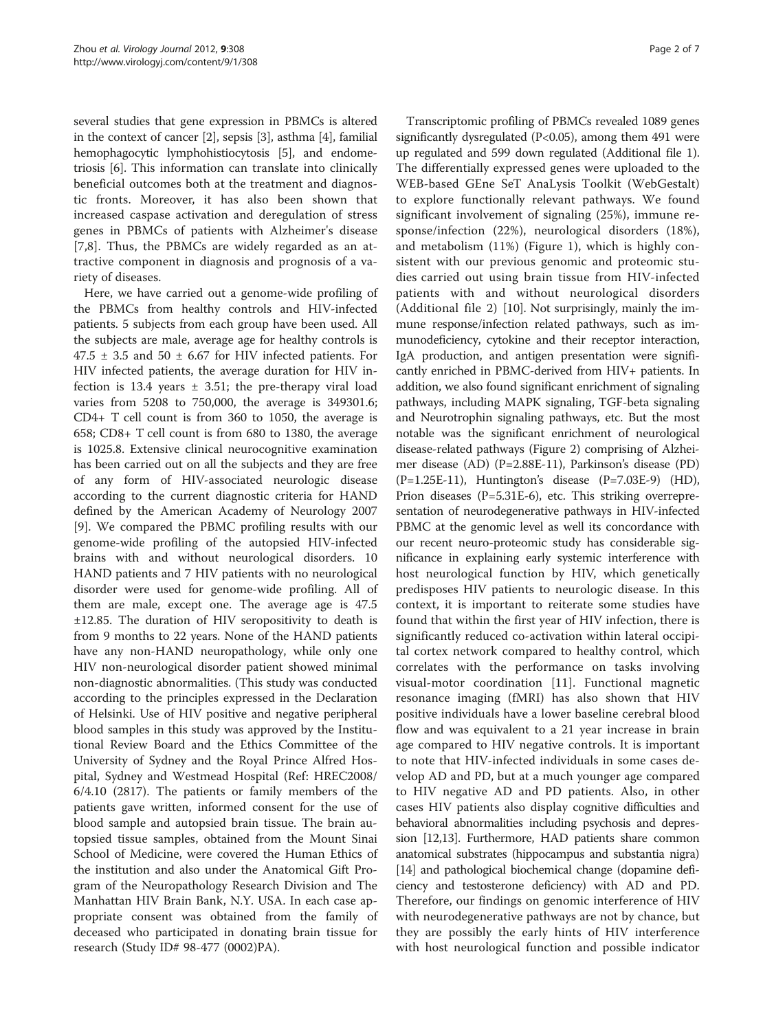several studies that gene expression in PBMCs is altered in the context of cancer [2], sepsis [3], asthma [4], familial hemophagocytic lymphohistiocytosis [5], and endometriosis [6]. This information can translate into clinically beneficial outcomes both at the treatment and diagnostic fronts. Moreover, it has also been shown that increased caspase activation and deregulation of stress genes in PBMCs of patients with Alzheimer's disease [7,8]. Thus, the PBMCs are widely regarded as an attractive component in diagnosis and prognosis of a variety of diseases.

Here, we have carried out a genome-wide profiling of the PBMCs from healthy controls and HIV-infected patients. 5 subjects from each group have been used. All the subjects are male, average age for healthy controls is $47.5 \pm 3.5$ and $50 \pm 6.67$ for HIV infected patients. For HIV infected patients, the average duration for HIV infection is 13.4 years $\pm$ 3.51; the pre-therapy viral load varies from 5208 to 750,000, the average is 349301.6; CD4+ T cell count is from 360 to 1050, the average is 658; CD8+ T cell count is from 680 to 1380, the average is 1025.8. Extensive clinical neurocognitive examination has been carried out on all the subjects and they are free of any form of HIV-associated neurologic disease according to the current diagnostic criteria for HAND defined by the American Academy of Neurology 2007 [9]. We compared the PBMC profiling results with our genome-wide profiling of the autopsied HIV-infected brains with and without neurological disorders. 10 HAND patients and 7 HIV patients with no neurological disorder were used for genome-wide profiling. All of them are male, except one. The average age is 47.5 $\pm$12.85. The duration of HIV seropositivity to death is from 9 months to 22 years. None of the HAND patients have any non-HAND neuropathology, while only one HIV non-neurological disorder patient showed minimal non-diagnostic abnormalities. (This study was conducted according to the principles expressed in the Declaration of Helsinki. Use of HIV positive and negative peripheral blood samples in this study was approved by the Institutional Review Board and the Ethics Committee of the University of Sydney and the Royal Prince Alfred Hospital, Sydney and Westmead Hospital (Ref: HREC2008/6/4.10 (2817). The patients or family members of the patients gave written, informed consent for the use of blood sample and autopsied brain tissue. The brain autopsied tissue samples, obtained from the Mount Sinai School of Medicine, were covered the Human Ethics of the institution and also under the Anatomical Gift Program of the Neuropathology Research Division and The Manhattan HIV Brain Bank, N.Y. USA. In each case appropriate consent was obtained from the family of deceased who participated in donating brain tissue for research (Study ID# 98-477 (0002)PA).

Transcriptomic profiling of PBMCs revealed 1089 genes significantly dysregulated ($P<0.05$), among them 491 were up regulated and 599 down regulated (Additional file 1). The differentially expressed genes were uploaded to the WEB-based GEne SeT AnaLysis Toolkit (WebGestalt) to explore functionally relevant pathways. We found significant involvement of signaling (25%), immune response/infection (22%), neurological disorders (18%), and metabolism (11%) (Figure 1), which is highly consistent with our previous genomic and proteomic studies carried out using brain tissue from HIV-infected patients with and without neurological disorders (Additional file 2) [10]. Not surprisingly, mainly the immune response/infection related pathways, such as immunodeficiency, cytokine and their receptor interaction, IgA production, and antigen presentation were significantly enriched in PBMC-derived from HIV+ patients. In addition, we also found significant enrichment of signaling pathways, including MAPK signaling, TGF-beta signaling and Neurotrophin signaling pathways, etc. But the most notable was the significant enrichment of neurological disease-related pathways (Figure 2) comprising of Alzheimer disease (AD) ($P=2.88E-11$), Parkinson's disease (PD) ($P=1.25E-11$), Huntington's disease ($P=7.03E-9$) (HD), Prion diseases ($P=5.31E-6$), etc. This striking overrepresentation of neurodegenerative pathways in HIV-infected PBMC at the genomic level as well its concordance with our recent neuro-proteomic study has considerable significance in explaining early systemic interference with host neurological function by HIV, which genetically predisposes HIV patients to neurologic disease. In this context, it is important to reiterate some studies have found that within the first year of HIV infection, there is significantly reduced co-activation within lateral occipital cortex network compared to healthy control, which correlates with the performance on tasks involving visual-motor coordination [11]. Functional magnetic resonance imaging (fMRI) has also shown that HIV positive individuals have a lower baseline cerebral blood flow and was equivalent to a 21 year increase in brain age compared to HIV negative controls. It is important to note that HIV-infected individuals in some cases develop AD and PD, but at a much younger age compared to HIV negative AD and PD patients. Also, in other cases HIV patients also display cognitive difficulties and behavioral abnormalities including psychosis and depression [12,13]. Furthermore, HAD patients share common anatomical substrates (hippocampus and substantia nigra) [14] and pathological biochemical change (dopamine deficiency and testosterone deficiency) with AD and PD. Therefore, our findings on genomic interference of HIV with neurodegenerative pathways are not by chance, but they are possibly the early hints of HIV interference with host neurological function and possible indicator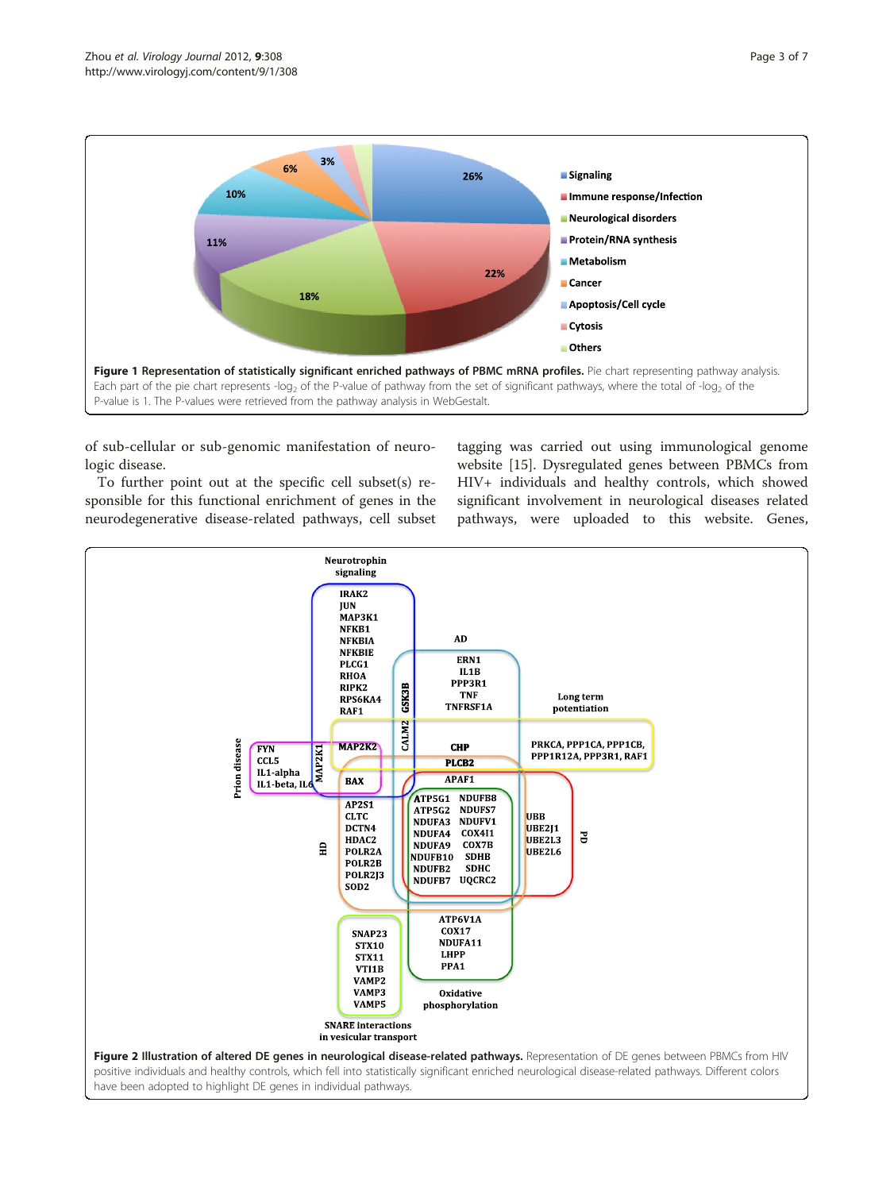**Figure 1 Representation of statistically significant enriched pathways of PBMC mRNA profiles.** Pie chart representing pathway analysis. Each part of the pie chart represents -$\log_2$ of the P-value of pathway from the set of significant pathways, where the total of -$\log_2$ of the P-value is 1. The P-values were retrieved from the pathway analysis in WebGestalt.

of sub-cellular or sub-genomic manifestation of neurologic disease.

To further point out at the specific cell subset(s) responsible for this functional enrichment of genes in the neurodegenerative disease-related pathways, cell subset tagging was carried out using immunological genome website [15]. Dysregulated genes between PBMCs from HIV+ individuals and healthy controls, which showed significant involvement in neurological diseases related pathways, were uploaded to this website. Genes,

**Figure 2 Illustration of altered DE genes in neurological disease-related pathways.** Representation of DE genes between PBMCs from HIV positive individuals and healthy controls, which fell into statistically significant enriched neurological disease-related pathways. Different colors have been adopted to highlight DE genes in individual pathways.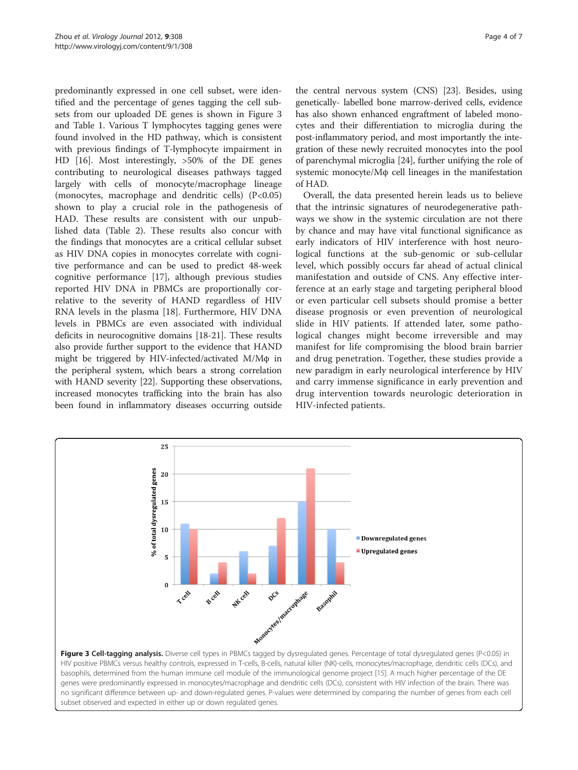predominantly expressed in one cell subset, were identified and the percentage of genes tagging the cell subsets from our uploaded DE genes is shown in Figure 3 and Table 1. Various T lymphocytes tagging genes were found involved in the HD pathway, which is consistent with previous findings of T-lymphocyte impairment in HD [16]. Most interestingly, >50% of the DE genes contributing to neurological diseases pathways tagged largely with cells of monocyte/macrophage lineage (monocytes, macrophage and dendritic cells) ($P<0.05$) shown to play a crucial role in the pathogenesis of HAD. These results are consistent with our unpublished data (Table 2). These results also concur with the findings that monocytes are a critical cellular subset as HIV DNA copies in monocytes correlate with cognitive performance and can be used to predict 48-week cognitive performance [17], although previous studies reported HIV DNA in PBMCs are proportionally correlative to the severity of HAND regardless of HIV RNA levels in the plasma [18]. Furthermore, HIV DNA levels in PBMCs are even associated with individual deficits in neurocognitive domains [18-21]. These results also provide further support to the evidence that HAND might be triggered by HIV-infected/activated M/Mϕ in the peripheral system, which bears a strong correlation with HAND severity [22]. Supporting these observations, increased monocytes trafficking into the brain has also been found in inflammatory diseases occurring outside the central nervous system (CNS) [23]. Besides, using genetically- labelled bone marrow-derived cells, evidence has also shown enhanced engraftment of labeled monocytes and their differentiation to microglia during the post-inflammatory period, and most importantly the integration of these newly recruited monocytes into the pool of parenchymal microglia [24], further unifying the role of systemic monocyte/Mϕ cell lineages in the manifestation of HAD.

Overall, the data presented herein leads us to believe that the intrinsic signatures of neurodegenerative pathways we show in the systemic circulation are not there by chance and may have vital functional significance as early indicators of HIV interference with host neurological functions at the sub-genomic or sub-cellular level, which possibly occurs far ahead of actual clinical manifestation and outside of CNS. Any effective interference at an early stage and targeting peripheral blood or even particular cell subsets should promise a better disease prognosis or even prevention of neurological slide in HIV patients. If attended later, some pathological changes might become irreversible and may manifest for life compromising the blood brain barrier and drug penetration. Together, these studies provide a new paradigm in early neurological interference by HIV and carry immense significance in early prevention and drug intervention towards neurologic deterioration in HIV-infected patients.

**Figure 3 Cell-tagging analysis.** Diverse cell types in PBMCs tagged by dysregulated genes. Percentage of total dysregulated genes ($P<0.05$) in HIV positive PBMCs versus healthy controls, expressed in T-cells, B-cells, natural killer (NK)-cells, monocytes/macrophage, dendritic cells (DCs), and basophils, determined from the human immune cell module of the immunological genome project [15]. A much higher percentage of the DE genes were predominantly expressed in monocytes/macrophage and dendritic cells (DCs), consistent with HIV infection of the brain. There was no significant difference between up- and down-regulated genes. P-values were determined by comparing the number of genes from each cell subset observed and expected in either up or down regulated genes.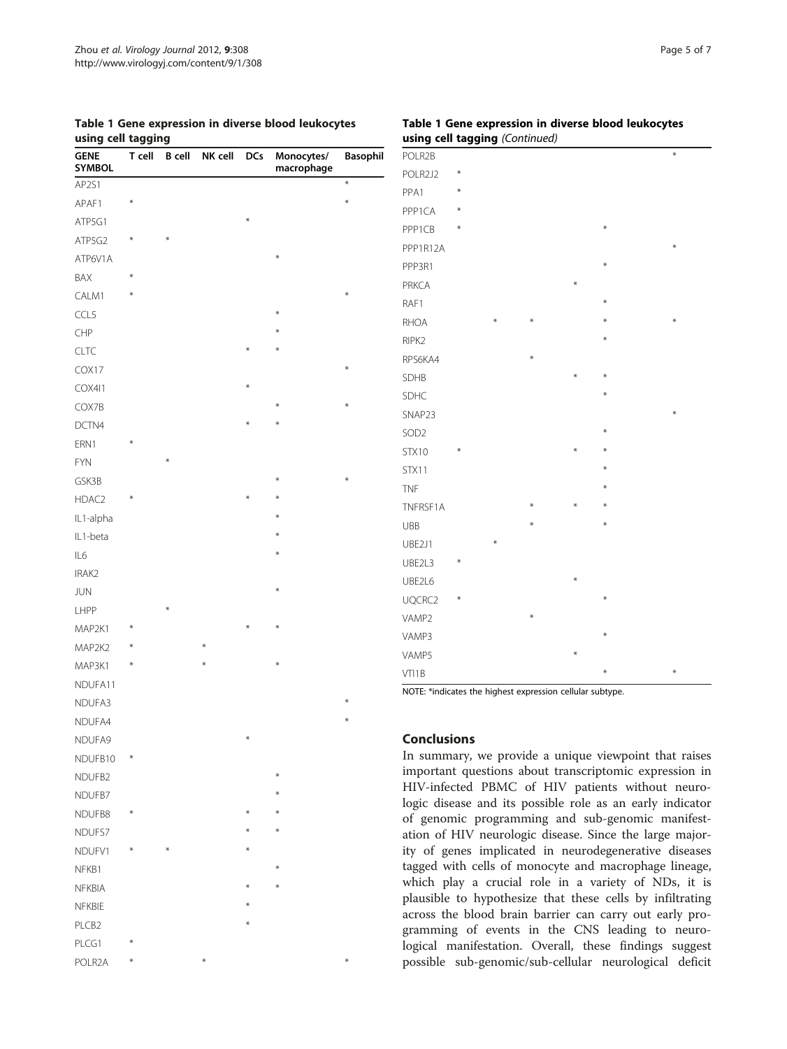**Table 1 Gene expression in diverse blood leukocytes using cell tagging**

| GENE SYMBOL | T cell | B cell | NK cell | DCs | Monocytes/ macrophage | Basophil |
|---|---|---|---|---|---|---|
| AP2S1 | | | | | | * |
| APAF1 | * | | | | | * |
| ATP5G1 | | | | * | | |
| ATP5G2 | * | * | | | | |
| ATP6V1A | | | | | * | |
| BAX | * | | | | | |
| CALM1 | * | | | | | * |
| CCL5 | | | | | * | |
| CHP | | | | | * | |
| CLTC | | | | * | * | |
| COX17 | | | | | | * |
| COX4I1 | | | | * | | |
| COX7B | | | | | * | * |
| DCTN4 | | | | * | * | |
| ERN1 | * | | | | | |
| FYN | | * | | | | |
| GSK3B | | | | | * | * |
| HDAC2 | * | | | * | * | |
| IL1-alpha | | | | | * | |
| IL1-beta | | | | | * | |
| IL6 | | | | | * | |
| IRAK2 | | | | | | |
| JUN | | | | | * | |
| LHPP | | * | | | | |
| MAP2K1 | * | | | * | * | |
| MAP2K2 | * | | * | | | |
| MAP3K1 | * | | * | | * | |
| NDUFA11 | | | | | | |
| NDUFA3 | | | | | | * |
| NDUFA4 | | | | | | * |
| NDUFA9 | | | | * | | |
| NDUFB10 | * | | | | | |
| NDUFB2 | | | | | * | |
| NDUFB7 | | | | | * | |
| NDUFB8 | * | | | * | * | |
| NDUFS7 | | | | * | * | |
| NDUFV1 | * | * | | * | | |
| NFKB1 | | | | | * | |
| NFKBIA | | | | * | * | |
| NFKBIE | | | | * | | |
| PLCB2 | | | | * | | |
| PLCG1 | * | | | | | |
| POLR2A | * | | * | | | * |
| POLR2B | | | | | | * |
| POLR2J2 | * | | | | | |
| PPA1 | * | | | | | |
| PPP1CA | * | | | | | |
| PPP1CB | * | | | | * | |
| PPP1R12A | | | | | | * |
| PPP3R1 | | | | | * | |
| PRKCA | | | | * | | |
| RAF1 | | | | | * | |
| RHOA | | * | * | | * | * |
| RIPK2 | | | | | * | |
| RPS6KA4 | | | * | | | |
| SDHB | | | | * | * | |
| SDHC | | | | | * | |
| SNAP23 | | | | | | * |
| SOD2 | | | | | * | |
| STX10 | * | | | * | * | |
| STX11 | | | | | * | |
| TNF | | | | | * | |
| TNFRSF1A | | | * | * | * | |
| UBB | | | * | | * | |
| UBE2J1 | | * | | | | |
| UBE2L3 | * | | | | | |
| UBE2L6 | | | | * | | |
| UQCRC2 | * | | | | * | |
| VAMP2 | | | * | | | |
| VAMP3 | | | | | * | |
| VAMP5 | | | | * | | |
| VTI1B | | | | | * | * |

NOTE: *indicates the highest expression cellular subtype.

## Conclusions

In summary, we provide a unique viewpoint that raises important questions about transcriptomic expression in HIV-infected PBMC of HIV patients without neurologic disease and its possible role as an early indicator of genomic programming and sub-genomic manifestation of HIV neurologic disease. Since the large majority of genes implicated in neurodegenerative diseases tagged with cells of monocyte and macrophage lineage, which play a crucial role in a variety of NDs, it is plausible to hypothesize that these cells by infiltrating across the blood brain barrier can carry out early programming of events in the CNS leading to neurological manifestation. Overall, these findings suggest possible sub-genomic/sub-cellular neurological deficit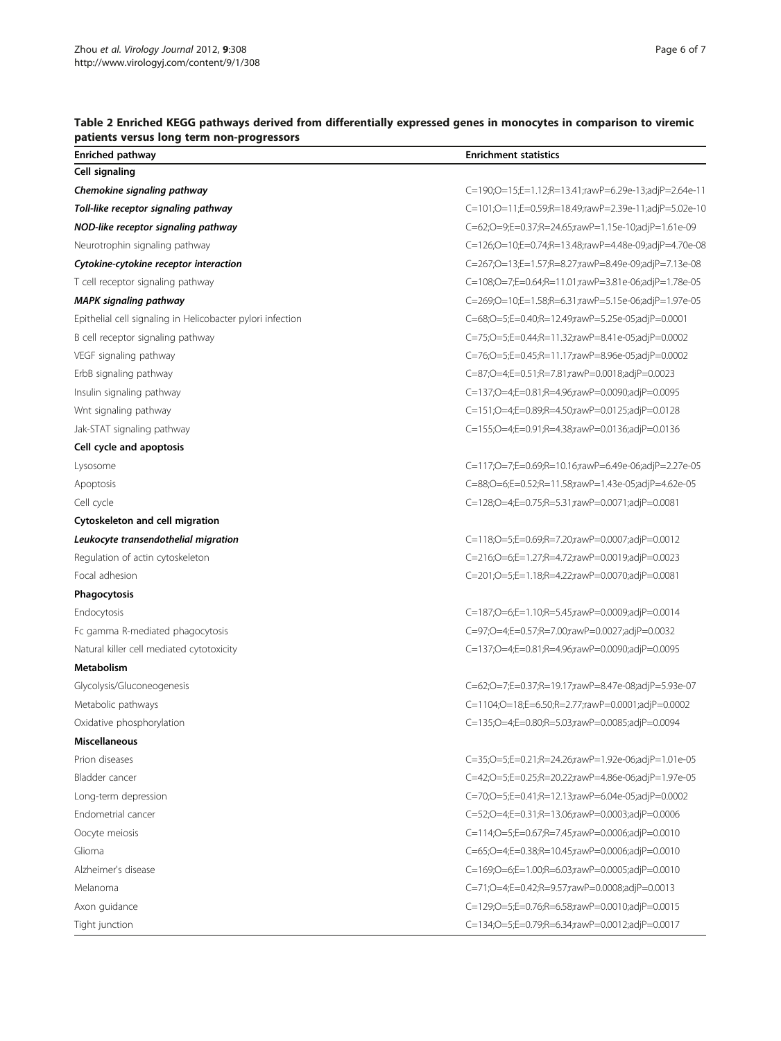**Table 2 Enriched KEGG pathways derived from differentially expressed genes in monocytes in comparison to viremic patients versus long term non-progressors**

| Enriched pathway | Enrichment statistics |
|---|---|
| **Cell signaling** | |
| ***Chemokine signaling pathway*** | C=190;O=15;E=1.12;R=13.41;rawP=6.29e-13;adjP=2.64e-11 |
| ***Toll-like receptor signaling pathway*** | C=101;O=11;E=0.59;R=18.49;rawP=2.39e-11;adjP=5.02e-10 |
| ***NOD-like receptor signaling pathway*** | C=62;O=9;E=0.37;R=24.65;rawP=1.15e-10;adjP=1.61e-09 |
| Neurotrophin signaling pathway | C=126;O=10;E=0.74;R=13.48;rawP=4.48e-09;adjP=4.70e-08 |
| ***Cytokine-cytokine receptor interaction*** | C=267;O=13;E=1.57;R=8.27;rawP=8.49e-09;adjP=7.13e-08 |
| T cell receptor signaling pathway | C=108;O=7;E=0.64;R=11.01;rawP=3.81e-06;adjP=1.78e-05 |
| ***MAPK signaling pathway*** | C=269;O=10;E=1.58;R=6.31;rawP=5.15e-06;adjP=1.97e-05 |
| Epithelial cell signaling in Helicobacter pylori infection | C=68;O=5;E=0.40;R=12.49;rawP=5.25e-05;adjP=0.0001 |
| B cell receptor signaling pathway | C=75;O=5;E=0.44;R=11.32;rawP=8.41e-05;adjP=0.0002 |
| VEGF signaling pathway | C=76;O=5;E=0.45;R=11.17;rawP=8.96e-05;adjP=0.0002 |
| ErbB signaling pathway | C=87;O=4;E=0.51;R=7.81;rawP=0.0018;adjP=0.0023 |
| Insulin signaling pathway | C=137;O=4;E=0.81;R=4.96;rawP=0.0090;adjP=0.0095 |
| Wnt signaling pathway | C=151;O=4;E=0.89;R=4.50;rawP=0.0125;adjP=0.0128 |
| Jak-STAT signaling pathway | C=155;O=4;E=0.91;R=4.38;rawP=0.0136;adjP=0.0136 |
| **Cell cycle and apoptosis** | |
| Lysosome | C=117;O=7;E=0.69;R=10.16;rawP=6.49e-06;adjP=2.27e-05 |
| Apoptosis | C=88;O=6;E=0.52;R=11.58;rawP=1.43e-05;adjP=4.62e-05 |
| Cell cycle | C=128;O=4;E=0.75;R=5.31;rawP=0.0071;adjP=0.0081 |
| **Cytoskeleton and cell migration** | |
| ***Leukocyte transendothelial migration*** | C=118;O=5;E=0.69;R=7.20;rawP=0.0007;adjP=0.0012 |
| Regulation of actin cytoskeleton | C=216;O=6;E=1.27;R=4.72;rawP=0.0019;adjP=0.0023 |
| Focal adhesion | C=201;O=5;E=1.18;R=4.22;rawP=0.0070;adjP=0.0081 |
| **Phagocytosis** | |
| Endocytosis | C=187;O=6;E=1.10;R=5.45;rawP=0.0009;adjP=0.0014 |
| Fc gamma R-mediated phagocytosis | C=97;O=4;E=0.57;R=7.00;rawP=0.0027;adjP=0.0032 |
| Natural killer cell mediated cytotoxicity | C=137;O=4;E=0.81;R=4.96;rawP=0.0090;adjP=0.0095 |
| **Metabolism** | |
| Glycolysis/Gluconeogenesis | C=62;O=7;E=0.37;R=19.17;rawP=8.47e-08;adjP=5.93e-07 |
| Metabolic pathways | C=1104;O=18;E=6.50;R=2.77;rawP=0.0001;adjP=0.0002 |
| Oxidative phosphorylation | C=135;O=4;E=0.80;R=5.03;rawP=0.0085;adjP=0.0094 |
| **Miscellaneous** | |
| Prion diseases | C=35;O=5;E=0.21;R=24.26;rawP=1.92e-06;adjP=1.01e-05 |
| Bladder cancer | C=42;O=5;E=0.25;R=20.22;rawP=4.86e-06;adjP=1.97e-05 |
| Long-term depression | C=70;O=5;E=0.41;R=12.13;rawP=6.04e-05;adjP=0.0002 |
| Endometrial cancer | C=52;O=4;E=0.31;R=13.06;rawP=0.0003;adjP=0.0006 |
| Oocyte meiosis | C=114;O=5;E=0.67;R=7.45;rawP=0.0006;adjP=0.0010 |
| Glioma | C=65;O=4;E=0.38;R=10.45;rawP=0.0006;adjP=0.0010 |
| Alzheimer's disease | C=169;O=6;E=1.00;R=6.03;rawP=0.0005;adjP=0.0010 |
| Melanoma | C=71;O=4;E=0.42;R=9.57;rawP=0.0008;adjP=0.0013 |
| Axon guidance | C=129;O=5;E=0.76;R=6.58;rawP=0.0010;adjP=0.0015 |
| Tight junction | C=134;O=5;E=0.79;R=6.34;rawP=0.0012;adjP=0.0017 |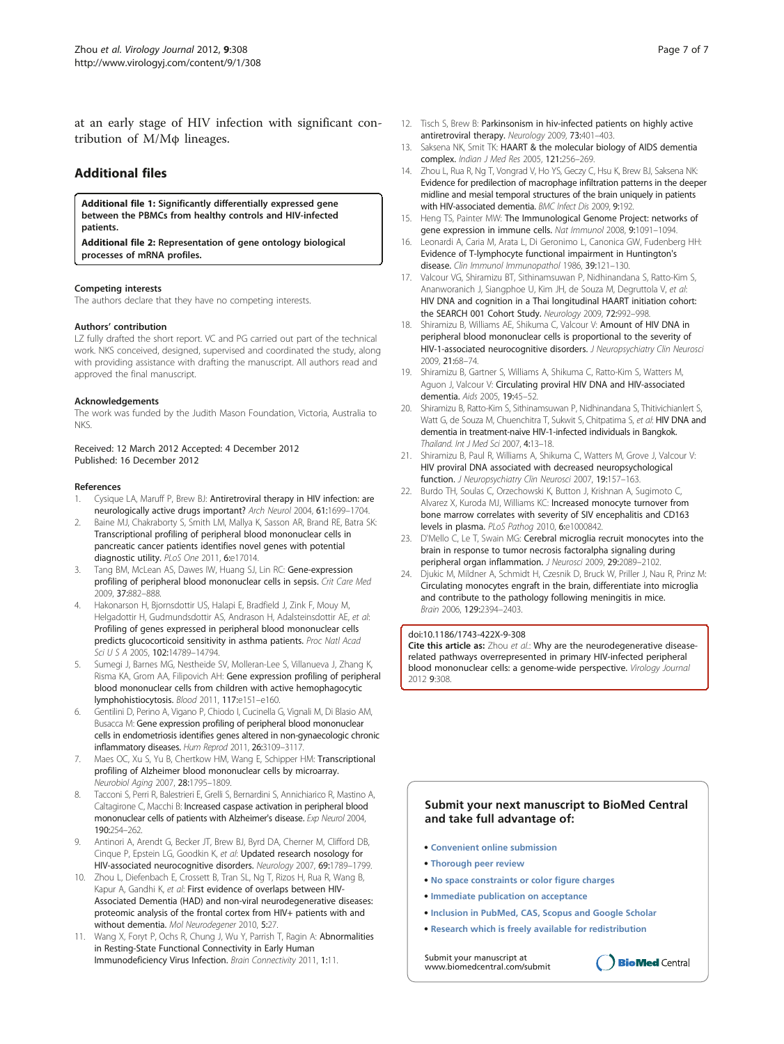at an early stage of HIV infection with significant contribution of M/Mϕ lineages.

## Additional files

**Additional file 1: Significantly differentially expressed gene between the PBMCs from healthy controls and HIV-infected patients.**

**Additional file 2: Representation of gene ontology biological processes of mRNA profiles.**

#### Competing interests

The authors declare that they have no competing interests.

#### Authors' contribution

LZ fully drafted the short report. VC and PG carried out part of the technical work. NKS conceived, designed, supervised and coordinated the study, along with providing assistance with drafting the manuscript. All authors read and approved the final manuscript.

#### Acknowledgements

The work was funded by the Judith Mason Foundation, Victoria, Australia to NKS.

Received: 12 March 2012 Accepted: 4 December 2012
Published: 16 December 2012

#### References

1. Cysique LA, Maruff P, Brew BJ: **Antiretroviral therapy in HIV infection: are neurologically active drugs important?** *Arch Neurol* 2004, **61:**1699–1704.
2. Baine MJ, Chakraborty S, Smith LM, Mallya K, Sasson AR, Brand RE, Batra SK: **Transcriptional profiling of peripheral blood mononuclear cells in pancreatic cancer patients identifies novel genes with potential diagnostic utility.** *PLoS One* 2011, **6:**e17014.
3. Tang BM, McLean AS, Dawes IW, Huang SJ, Lin RC: **Gene-expression profiling of peripheral blood mononuclear cells in sepsis.** *Crit Care Med* 2009, **37:**882–888.
4. Hakonarson H, Bjornsdottir US, Halapi E, Bradfield J, Zink F, Mouy M, Helgadottir H, Gudmundsdottir AS, Andrason H, Adalsteinsdottir AE, *et al*: **Profiling of genes expressed in peripheral blood mononuclear cells predicts glucocorticoid sensitivity in asthma patients.** *Proc Natl Acad Sci U S A* 2005, **102:**14789–14794.
5. Sumegi J, Barnes MG, Nestheide SV, Molleran-Lee S, Villanueva J, Zhang K, Risma KA, Grom AA, Filipovich AH: **Gene expression profiling of peripheral blood mononuclear cells from children with active hemophagocytic lymphohistiocytosis.** *Blood* 2011, **117:**e151–e160.
6. Gentilini D, Perino A, Vigano P, Chiodo I, Cucinella G, Vignali M, Di Blasio AM, Busacca M: **Gene expression profiling of peripheral blood mononuclear cells in endometriosis identifies genes altered in non-gynaecologic chronic inflammatory diseases.** *Hum Reprod* 2011, **26:**3109–3117.
7. Maes OC, Xu S, Yu B, Chertkow HM, Wang E, Schipper HM: **Transcriptional profiling of Alzheimer blood mononuclear cells by microarray.** *Neurobiol Aging* 2007, **28:**1795–1809.
8. Tacconi S, Perri R, Balestrieri E, Grelli S, Bernardini S, Annichiarico R, Mastino A, Caltagirone C, Macchi B: **Increased caspase activation in peripheral blood mononuclear cells of patients with Alzheimer's disease.** *Exp Neurol* 2004, **190:**254–262.
9. Antinori A, Arendt G, Becker JT, Brew BJ, Byrd DA, Cherner M, Clifford DB, Cinque P, Epstein LG, Goodkin K, *et al*: **Updated research nosology for HIV-associated neurocognitive disorders.** *Neurology* 2007, **69:**1789–1799.
10. Zhou L, Diefenbach E, Crossett B, Tran SL, Ng T, Rizos H, Rua R, Wang B, Kapur A, Gandhi K, *et al*: **First evidence of overlaps between HIV-Associated Dementia (HAD) and non-viral neurodegenerative diseases: proteomic analysis of the frontal cortex from HIV+ patients with and without dementia.** *Mol Neurodegener* 2010, **5:**27.
11. Wang X, Foryt P, Ochs R, Chung J, Wu Y, Parrish T, Ragin A: **Abnormalities in Resting-State Functional Connectivity in Early Human Immunodeficiency Virus Infection.** *Brain Connectivity* 2011, **1:**11.
12. Tisch S, Brew B: **Parkinsonism in hiv-infected patients on highly active antiretroviral therapy.** *Neurology* 2009, **73:**401–403.
13. Saksena NK, Smit TK: **HAART & the molecular biology of AIDS dementia complex.** *Indian J Med Res* 2005, **121:**256–269.
14. Zhou L, Rua R, Ng T, Vongrad V, Ho YS, Geczy C, Hsu K, Brew BJ, Saksena NK: **Evidence for predilection of macrophage infiltration patterns in the deeper midline and mesial temporal structures of the brain uniquely in patients with HIV-associated dementia.** *BMC Infect Dis* 2009, **9:**192.
15. Heng TS, Painter MW: **The Immunological Genome Project: networks of gene expression in immune cells.** *Nat Immunol* 2008, **9:**1091–1094.
16. Leonardi A, Caria M, Arata L, Di Geronimo L, Canonica GW, Fudenberg HH: **Evidence of T-lymphocyte functional impairment in Huntington's disease.** *Clin Immunol Immunopathol* 1986, **39:**121–130.
17. Valcour VG, Shiramizu BT, Sithinamsuwan P, Nidhinandana S, Ratto-Kim S, Ananworanich J, Siangphoe U, Kim JH, de Souza M, Degruttola V, *et al*: **HIV DNA and cognition in a Thai longitudinal HAART initiation cohort: the SEARCH 001 Cohort Study.** *Neurology* 2009, **72:**992–998.
18. Shiramizu B, Williams AE, Shikuma C, Valcour V: **Amount of HIV DNA in peripheral blood mononuclear cells is proportional to the severity of HIV-1-associated neurocognitive disorders.** *J Neuropsychiatry Clin Neurosci* 2009, **21:**68–74.
19. Shiramizu B, Gartner S, Williams A, Shikuma C, Ratto-Kim S, Watters M, Aguon J, Valcour V: **Circulating proviral HIV DNA and HIV-associated dementia.** *Aids* 2005, **19:**45–52.
20. Shiramizu B, Ratto-Kim S, Sithinamsuwan P, Nidhinandana S, Thitivichianlert S, Watt G, de Souza M, Chuenchitra T, Sukwit S, Chitpatima S, *et al*: **HIV DNA and dementia in treatment-naive HIV-1-infected individuals in Bangkok.** *Thailand. Int J Med Sci* 2007, **4:**13–18.
21. Shiramizu B, Paul R, Williams A, Shikuma C, Watters M, Grove J, Valcour V: **HIV proviral DNA associated with decreased neuropsychological function.** *J Neuropsychiatry Clin Neurosci* 2007, **19:**157–163.
22. Burdo TH, Soulas C, Orzechowski K, Button J, Krishnan A, Sugimoto C, Alvarez X, Kuroda MJ, Williams KC: **Increased monocyte turnover from bone marrow correlates with severity of SIV encephalitis and CD163 levels in plasma.** *PLoS Pathog* 2010, **6:**e1000842.
23. D'Mello C, Le T, Swain MG: **Cerebral microglia recruit monocytes into the brain in response to tumor necrosis factoralpha signaling during peripheral organ inflammation.** *J Neurosci* 2009, **29:**2089–2102.
24. Djukic M, Mildner A, Schmidt H, Czesnik D, Bruck W, Priller J, Nau R, Prinz M: **Circulating monocytes engraft in the brain, differentiate into microglia and contribute to the pathology following meningitis in mice.** *Brain* 2006, **129:**2394–2403.

doi:10.1186/1743-422X-9-308
**Cite this article as:** Zhou *et al.*: Why are the neurodegenerative disease-related pathways overrepresented in primary HIV-infected peripheral blood mononuclear cells: a genome-wide perspective. *Virology Journal* 2012 **9**:308.

**Submit your next manuscript to BioMed Central and take full advantage of:**

- **Convenient online submission**
- **Thorough peer review**
- **No space constraints or color figure charges**
- **Immediate publication on acceptance**
- **Inclusion in PubMed, CAS, Scopus and Google Scholar**
- **Research which is freely available for redistribution**

Submit your manuscript at
www.biomedcentral.com/submit

BioMed Central